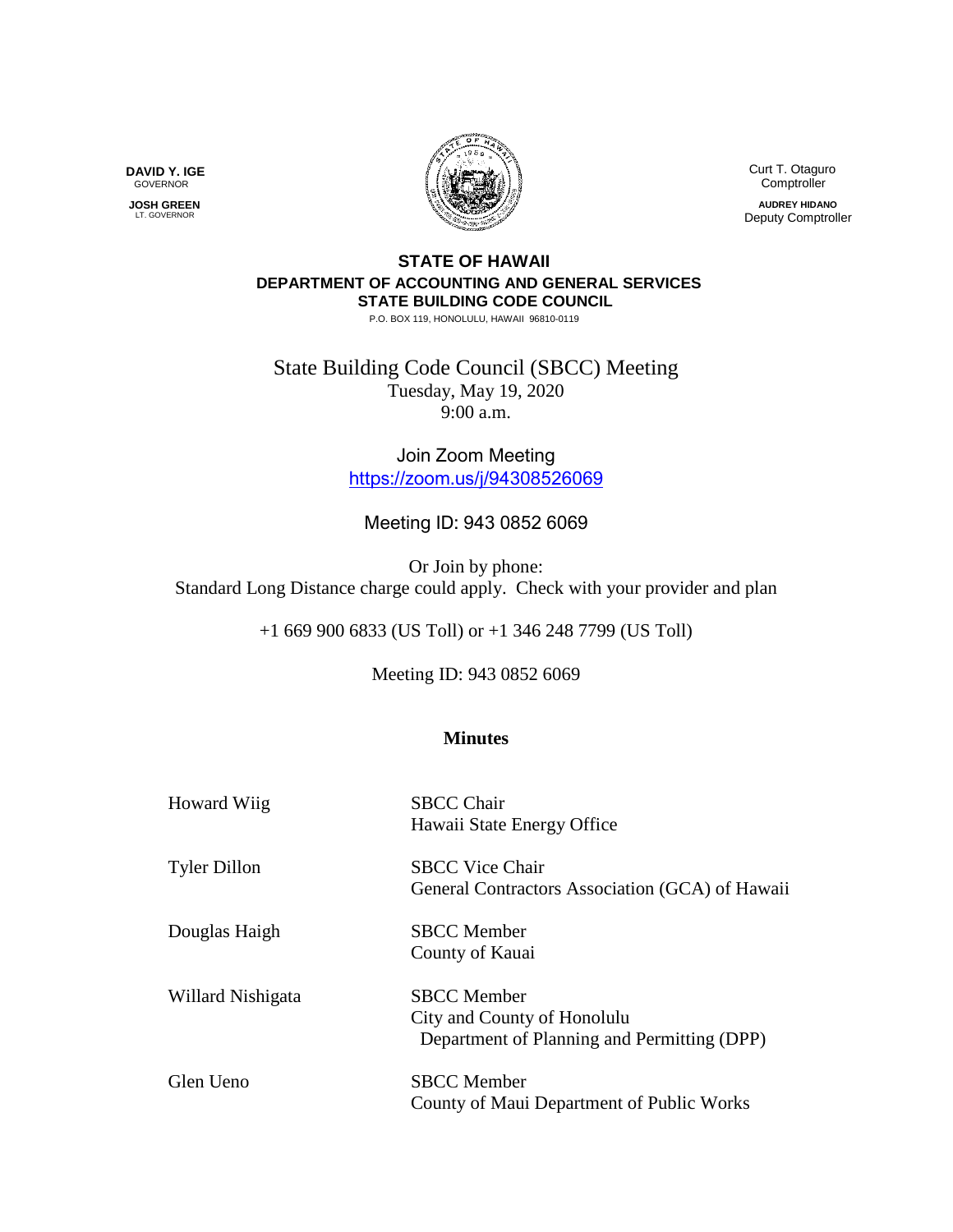**DAVID Y. IGE**
GOVERNOR

**JOSH GREEN**
LT. GOVERNOR

Curt T. Otaguro
Comptroller

**AUDREY HIDANO**
Deputy Comptroller

**STATE OF HAWAII**
**DEPARTMENT OF ACCOUNTING AND GENERAL SERVICES**
**STATE BUILDING CODE COUNCIL**
P.O. BOX 119, HONOLULU, HAWAII 96810-0119

# State Building Code Council (SBCC) Meeting

Tuesday, May 19, 2020
9:00 a.m.

Join Zoom Meeting
https://zoom.us/j/94308526069

Meeting ID: 943 0852 6069

Or Join by phone:
Standard Long Distance charge could apply. Check with your provider and plan

+1 669 900 6833 (US Toll) or +1 346 248 7799 (US Toll)

Meeting ID: 943 0852 6069

## Minutes

| | |
|---|---|
| Howard Wiig | SBCC Chair<br>Hawaii State Energy Office |
| Tyler Dillon | SBCC Vice Chair<br>General Contractors Association (GCA) of Hawaii |
| Douglas Haigh | SBCC Member<br>County of Kauai |
| Willard Nishigata | SBCC Member<br>City and County of Honolulu<br>Department of Planning and Permitting (DPP) |
| Glen Ueno | SBCC Member<br>County of Maui Department of Public Works |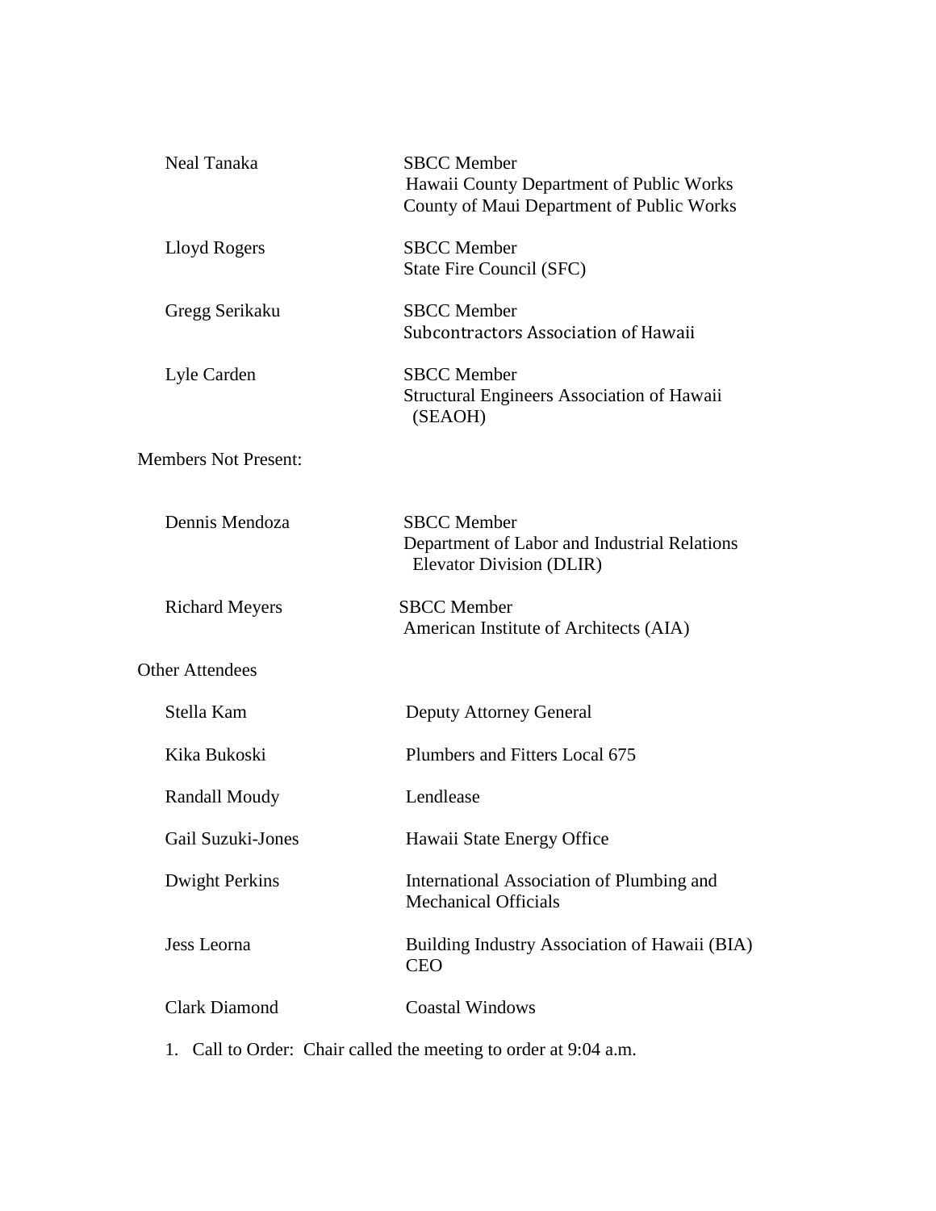| | |
|---|---|
| Neal Tanaka | SBCC Member<br>Hawaii County Department of Public Works<br>County of Maui Department of Public Works |
| Lloyd Rogers | SBCC Member<br>State Fire Council (SFC) |
| Gregg Serikaku | SBCC Member<br>Subcontractors Association of Hawaii |
| Lyle Carden | SBCC Member<br>Structural Engineers Association of Hawaii (SEAOH) |

Members Not Present:

| | |
|---|---|
| Dennis Mendoza | SBCC Member<br>Department of Labor and Industrial Relations Elevator Division (DLIR) |
| Richard Meyers | SBCC Member<br>American Institute of Architects (AIA) |

Other Attendees

| | |
|---|---|
| Stella Kam | Deputy Attorney General |
| Kika Bukoski | Plumbers and Fitters Local 675 |
| Randall Moudy | Lendlease |
| Gail Suzuki-Jones | Hawaii State Energy Office |
| Dwight Perkins | International Association of Plumbing and Mechanical Officials |
| Jess Leorna | Building Industry Association of Hawaii (BIA) CEO |
| Clark Diamond | Coastal Windows |

1. Call to Order: Chair called the meeting to order at 9:04 a.m.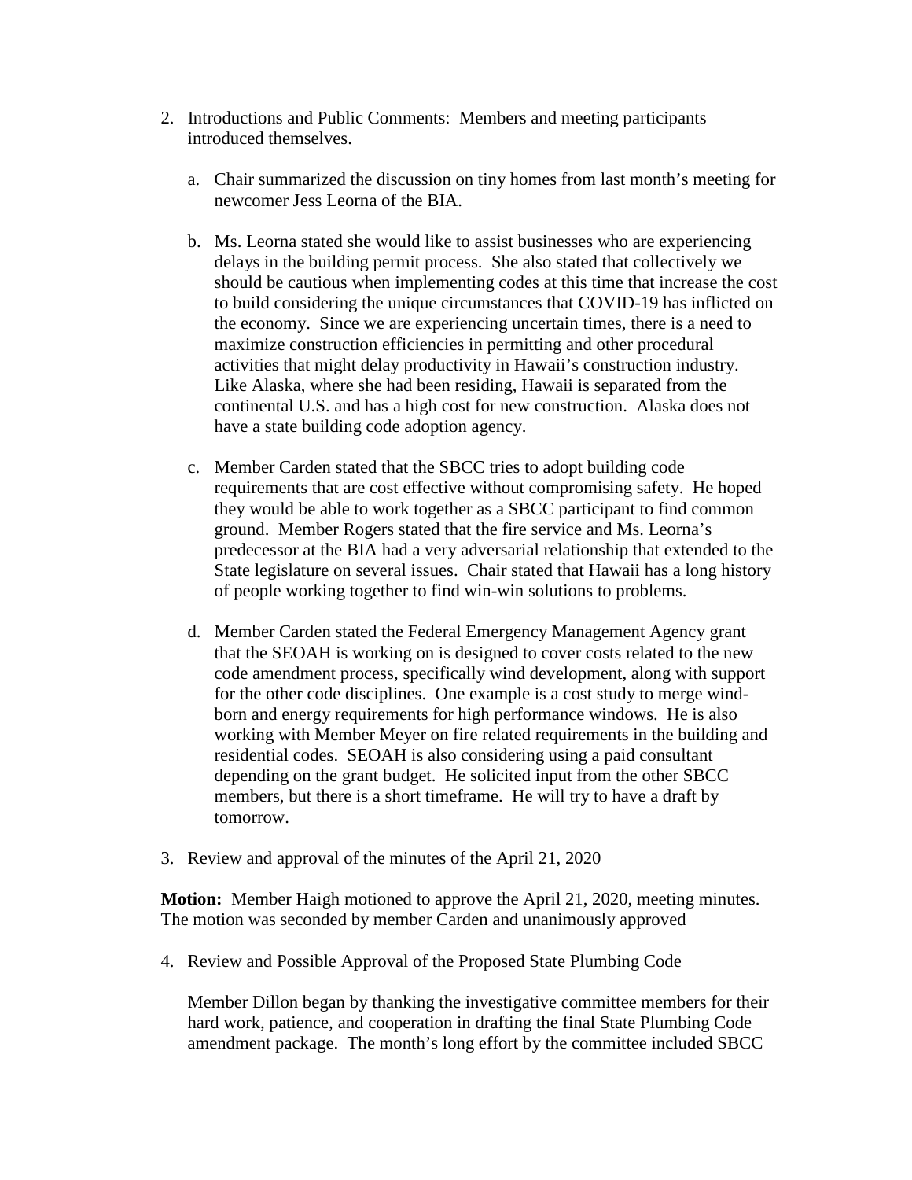2. Introductions and Public Comments: Members and meeting participants introduced themselves.

   a. Chair summarized the discussion on tiny homes from last month's meeting for newcomer Jess Leorna of the BIA.

   b. Ms. Leorna stated she would like to assist businesses who are experiencing delays in the building permit process. She also stated that collectively we should be cautious when implementing codes at this time that increase the cost to build considering the unique circumstances that COVID-19 has inflicted on the economy. Since we are experiencing uncertain times, there is a need to maximize construction efficiencies in permitting and other procedural activities that might delay productivity in Hawaii's construction industry. Like Alaska, where she had been residing, Hawaii is separated from the continental U.S. and has a high cost for new construction. Alaska does not have a state building code adoption agency.

   c. Member Carden stated that the SBCC tries to adopt building code requirements that are cost effective without compromising safety. He hoped they would be able to work together as a SBCC participant to find common ground. Member Rogers stated that the fire service and Ms. Leorna's predecessor at the BIA had a very adversarial relationship that extended to the State legislature on several issues. Chair stated that Hawaii has a long history of people working together to find win-win solutions to problems.

   d. Member Carden stated the Federal Emergency Management Agency grant that the SEOAH is working on is designed to cover costs related to the new code amendment process, specifically wind development, along with support for the other code disciplines. One example is a cost study to merge wind-born and energy requirements for high performance windows. He is also working with Member Meyer on fire related requirements in the building and residential codes. SEOAH is also considering using a paid consultant depending on the grant budget. He solicited input from the other SBCC members, but there is a short timeframe. He will try to have a draft by tomorrow.

3. Review and approval of the minutes of the April 21, 2020

**Motion:** Member Haigh motioned to approve the April 21, 2020, meeting minutes. The motion was seconded by member Carden and unanimously approved

4. Review and Possible Approval of the Proposed State Plumbing Code

   Member Dillon began by thanking the investigative committee members for their hard work, patience, and cooperation in drafting the final State Plumbing Code amendment package. The month's long effort by the committee included SBCC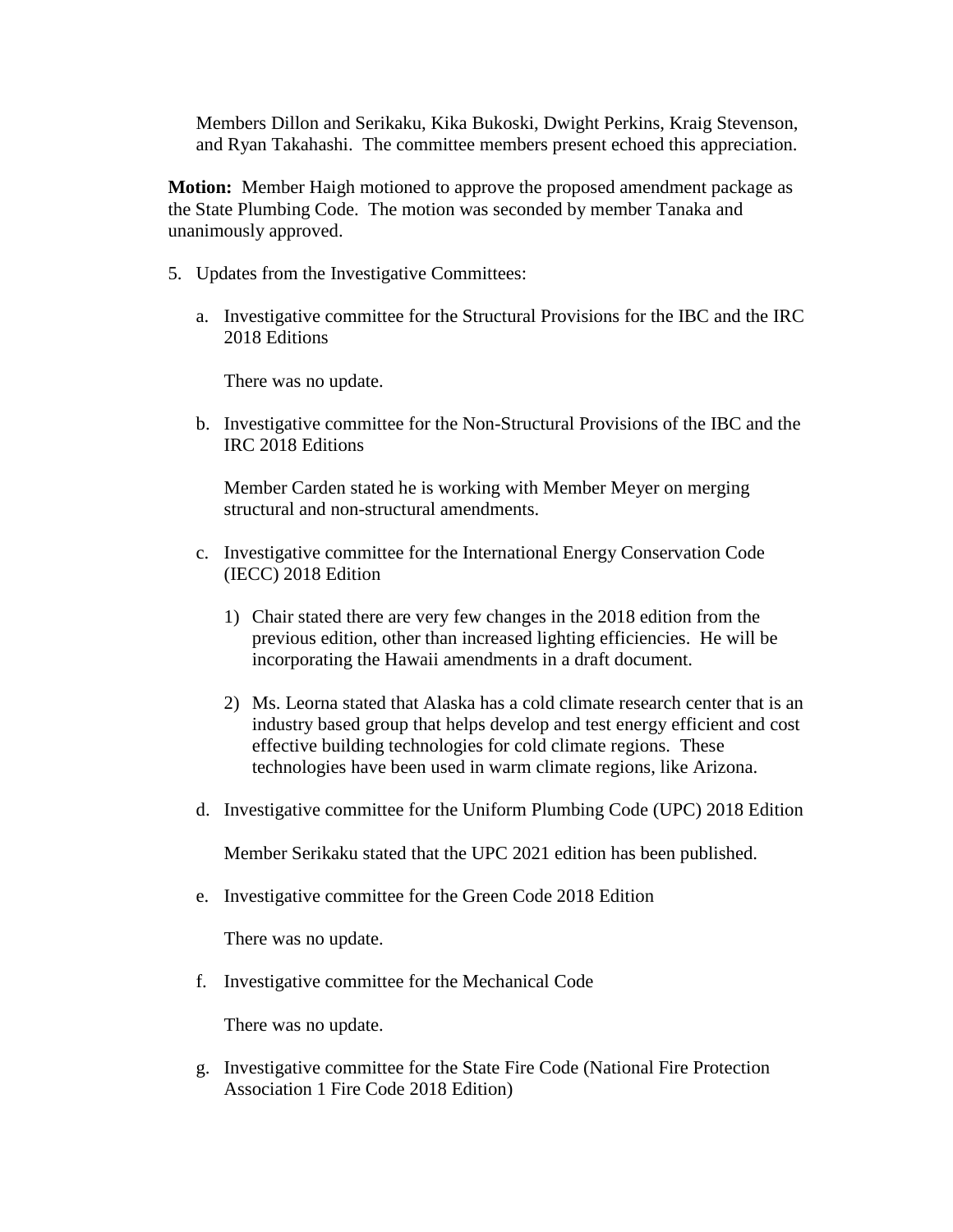Members Dillon and Serikaku, Kika Bukoski, Dwight Perkins, Kraig Stevenson, and Ryan Takahashi. The committee members present echoed this appreciation.

**Motion:** Member Haigh motioned to approve the proposed amendment package as the State Plumbing Code. The motion was seconded by member Tanaka and unanimously approved.

5. Updates from the Investigative Committees:

   a. Investigative committee for the Structural Provisions for the IBC and the IRC 2018 Editions

      There was no update.

   b. Investigative committee for the Non-Structural Provisions of the IBC and the IRC 2018 Editions

      Member Carden stated he is working with Member Meyer on merging structural and non-structural amendments.

   c. Investigative committee for the International Energy Conservation Code (IECC) 2018 Edition

      1) Chair stated there are very few changes in the 2018 edition from the previous edition, other than increased lighting efficiencies. He will be incorporating the Hawaii amendments in a draft document.

      2) Ms. Leorna stated that Alaska has a cold climate research center that is an industry based group that helps develop and test energy efficient and cost effective building technologies for cold climate regions. These technologies have been used in warm climate regions, like Arizona.

   d. Investigative committee for the Uniform Plumbing Code (UPC) 2018 Edition

      Member Serikaku stated that the UPC 2021 edition has been published.

   e. Investigative committee for the Green Code 2018 Edition

      There was no update.

   f. Investigative committee for the Mechanical Code

      There was no update.

   g. Investigative committee for the State Fire Code (National Fire Protection Association 1 Fire Code 2018 Edition)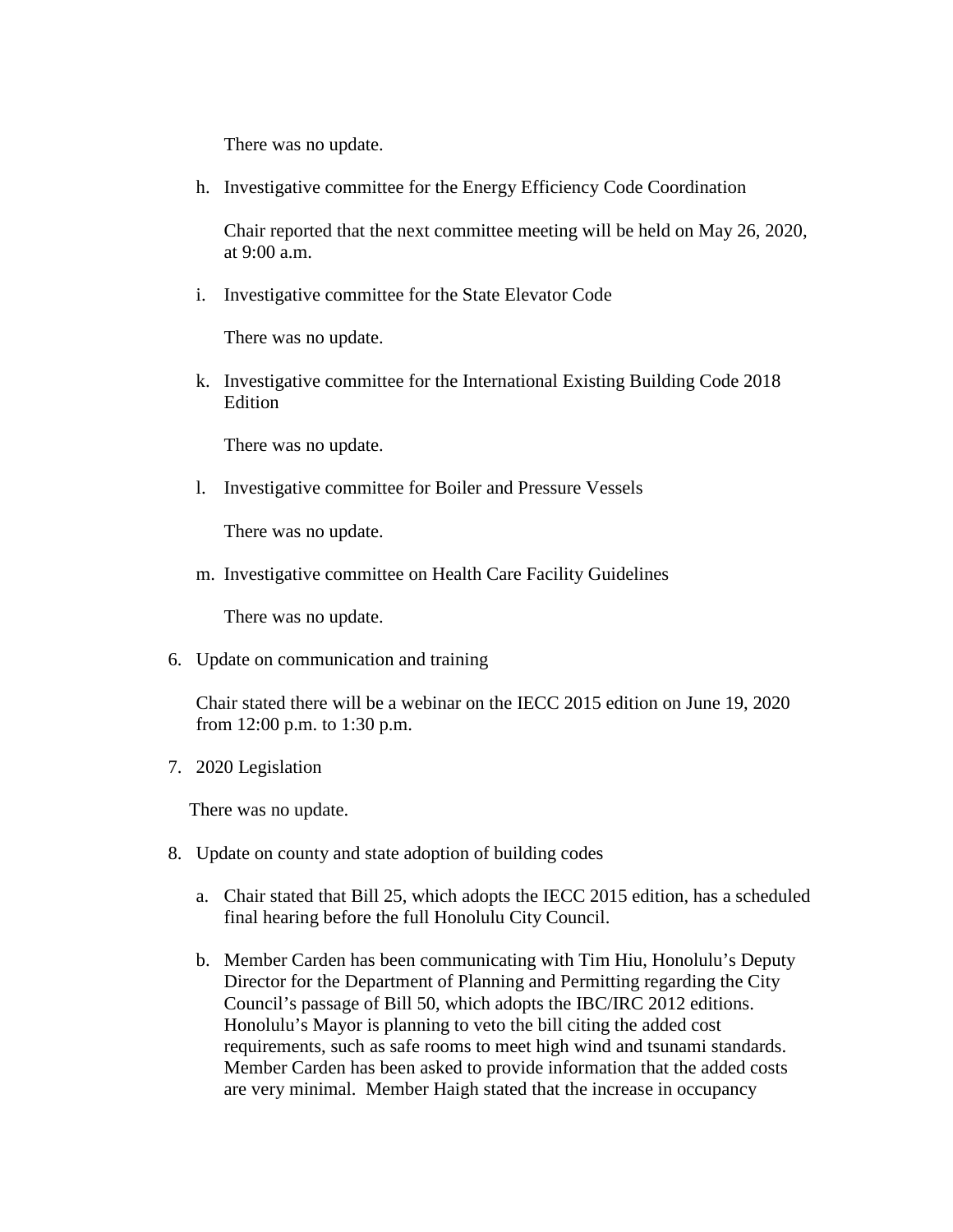There was no update.

h. Investigative committee for the Energy Efficiency Code Coordination

   Chair reported that the next committee meeting will be held on May 26, 2020, at 9:00 a.m.

i. Investigative committee for the State Elevator Code

   There was no update.

k. Investigative committee for the International Existing Building Code 2018 Edition

   There was no update.

l. Investigative committee for Boiler and Pressure Vessels

   There was no update.

m. Investigative committee on Health Care Facility Guidelines

   There was no update.

6. Update on communication and training

   Chair stated there will be a webinar on the IECC 2015 edition on June 19, 2020 from 12:00 p.m. to 1:30 p.m.

7. 2020 Legislation

   There was no update.

8. Update on county and state adoption of building codes

   a. Chair stated that Bill 25, which adopts the IECC 2015 edition, has a scheduled final hearing before the full Honolulu City Council.

   b. Member Carden has been communicating with Tim Hiu, Honolulu's Deputy Director for the Department of Planning and Permitting regarding the City Council's passage of Bill 50, which adopts the IBC/IRC 2012 editions. Honolulu's Mayor is planning to veto the bill citing the added cost requirements, such as safe rooms to meet high wind and tsunami standards. Member Carden has been asked to provide information that the added costs are very minimal. Member Haigh stated that the increase in occupancy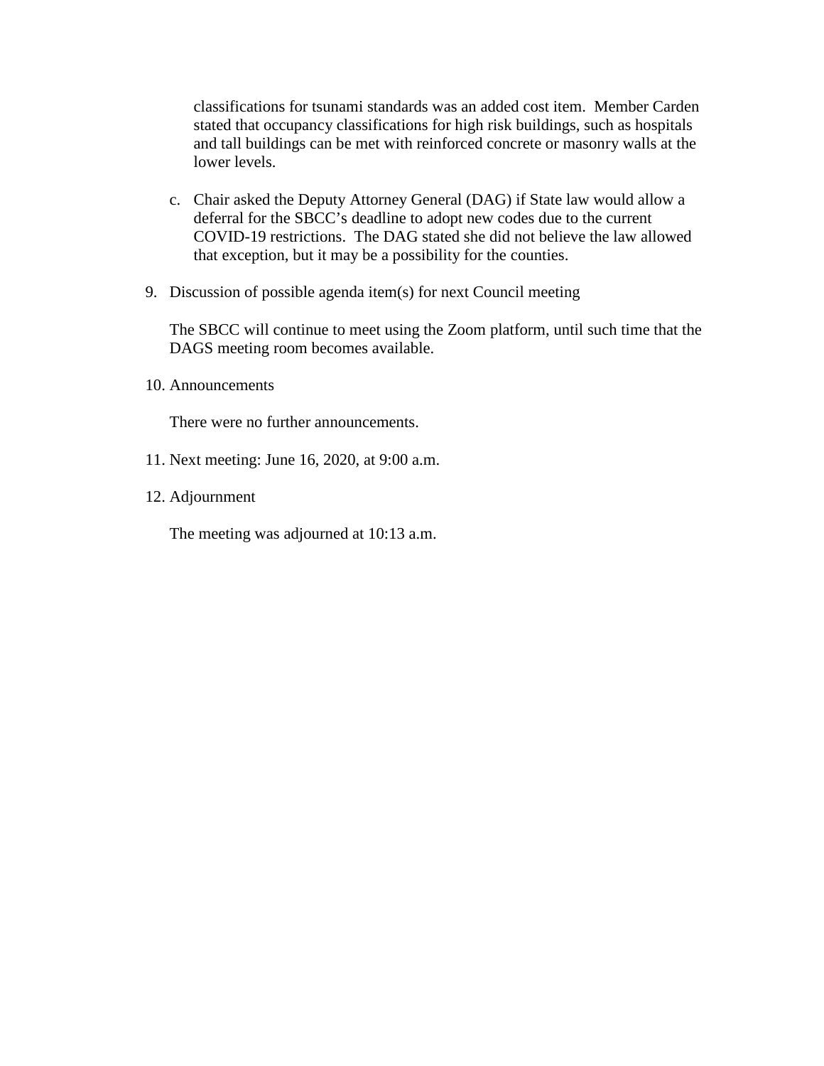classifications for tsunami standards was an added cost item. Member Carden stated that occupancy classifications for high risk buildings, such as hospitals and tall buildings can be met with reinforced concrete or masonry walls at the lower levels.

c. Chair asked the Deputy Attorney General (DAG) if State law would allow a deferral for the SBCC's deadline to adopt new codes due to the current COVID-19 restrictions. The DAG stated she did not believe the law allowed that exception, but it may be a possibility for the counties.

9. Discussion of possible agenda item(s) for next Council meeting

   The SBCC will continue to meet using the Zoom platform, until such time that the DAGS meeting room becomes available.

10. Announcements

    There were no further announcements.

11. Next meeting: June 16, 2020, at 9:00 a.m.

12. Adjournment

    The meeting was adjourned at 10:13 a.m.